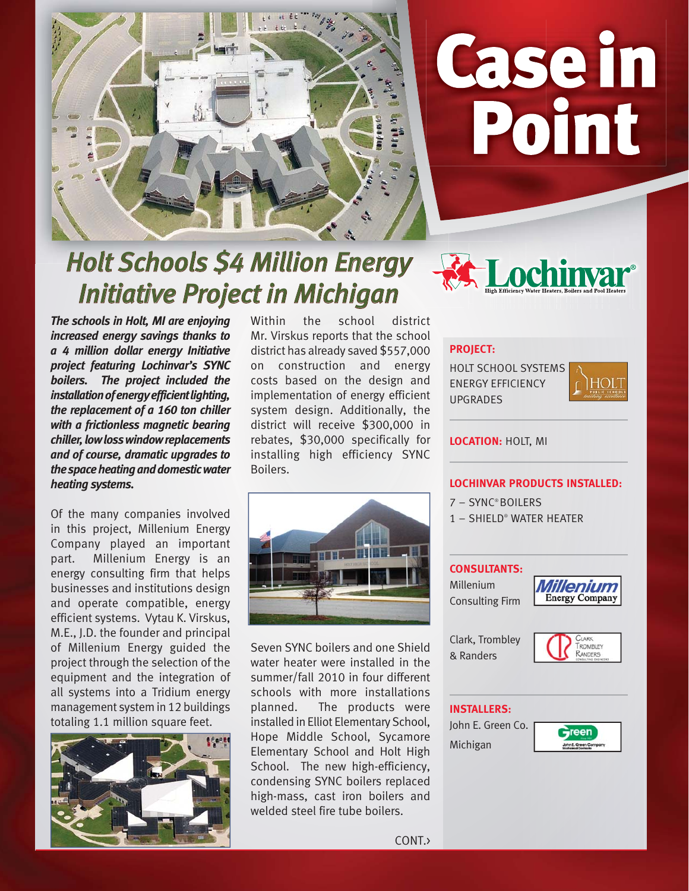# Case in Point

## Holt Schools $4 Million Energy Initiative Project in Michigan

Lochinvar® High Efficiency Water Heaters, Boilers and Pool Heaters

***The schools in Holt, MI are enjoying increased energy savings thanks to a 4 million dollar energy Initiative project featuring Lochinvar's SYNC boilers. The project included the installation of energy efficient lighting, the replacement of a 160 ton chiller with a frictionless magnetic bearing chiller, low loss window replacements and of course, dramatic upgrades to the space heating and domestic water heating systems.***

Of the many companies involved in this project, Millenium Energy Company played an important part. Millenium Energy is an energy consulting firm that helps businesses and institutions design and operate compatible, energy efficient systems. Vytau K. Virskus, M.E., J.D. the founder and principal of Millenium Energy guided the project through the selection of the equipment and the integration of all systems into a Tridium energy management system in 12 buildings totaling 1.1 million square feet.

Within the school district Mr. Virskus reports that the school district has already saved $557,000 on construction and energy costs based on the design and implementation of energy efficient system design. Additionally, the district will receive $300,000 in rebates, $30,000 specifically for installing high efficiency SYNC Boilers.

Seven SYNC boilers and one Shield water heater were installed in the summer/fall 2010 in four different schools with more installations planned. The products were installed in Elliot Elementary School, Hope Middle School, Sycamore Elementary School and Holt High School. The new high-efficiency, condensing SYNC boilers replaced high-mass, cast iron boilers and welded steel fire tube boilers.

CONT.›

**PROJECT:**
HOLT SCHOOL SYSTEMS ENERGY EFFICIENCY UPGRADES

**LOCATION:** HOLT, MI

**LOCHINVAR PRODUCTS INSTALLED:**
7 – SYNC® BOILERS
1 – SHIELD® WATER HEATER

**CONSULTANTS:**
Millenium Consulting Firm

Clark, Trombley & Randers

**INSTALLERS:**
John E. Green Co. Michigan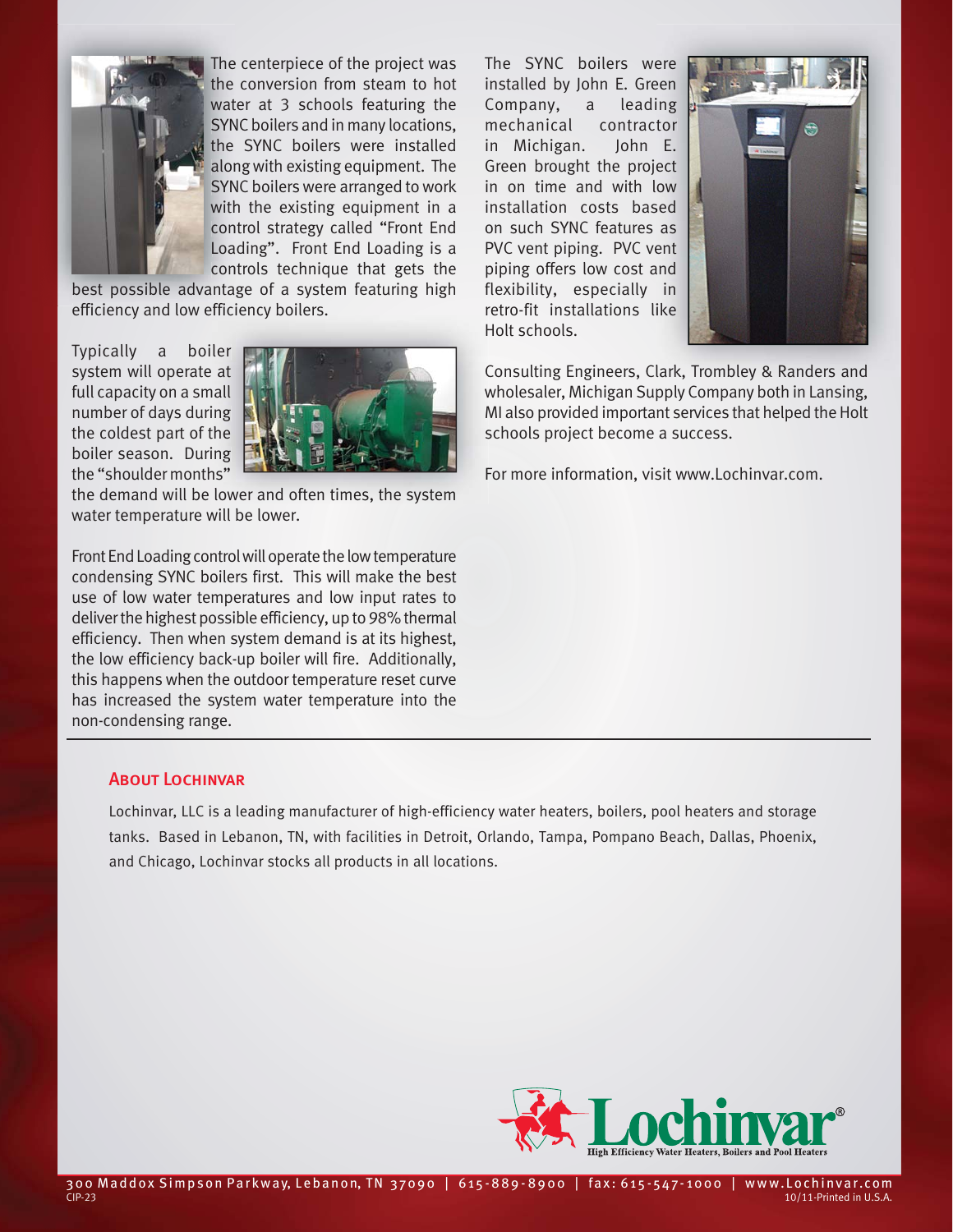The centerpiece of the project was the conversion from steam to hot water at 3 schools featuring the SYNC boilers and in many locations, the SYNC boilers were installed along with existing equipment. The SYNC boilers were arranged to work with the existing equipment in a control strategy called "Front End Loading". Front End Loading is a controls technique that gets the best possible advantage of a system featuring high efficiency and low efficiency boilers.

Typically a boiler system will operate at full capacity on a small number of days during the coldest part of the boiler season. During the "shoulder months" the demand will be lower and often times, the system water temperature will be lower.

Front End Loading control will operate the low temperature condensing SYNC boilers first. This will make the best use of low water temperatures and low input rates to deliver the highest possible efficiency, up to 98% thermal efficiency. Then when system demand is at its highest, the low efficiency back-up boiler will fire. Additionally, this happens when the outdoor temperature reset curve has increased the system water temperature into the non-condensing range.

The SYNC boilers were installed by John E. Green Company, a leading mechanical contractor in Michigan. John E. Green brought the project in on time and with low installation costs based on such SYNC features as PVC vent piping. PVC vent piping offers low cost and flexibility, especially in retro-fit installations like Holt schools.

Consulting Engineers, Clark, Trombley & Randers and wholesaler, Michigan Supply Company both in Lansing, MI also provided important services that helped the Holt schools project become a success.

For more information, visit www.Lochinvar.com.

## About Lochinvar

Lochinvar, LLC is a leading manufacturer of high-efficiency water heaters, boilers, pool heaters and storage tanks. Based in Lebanon, TN, with facilities in Detroit, Orlando, Tampa, Pompano Beach, Dallas, Phoenix, and Chicago, Lochinvar stocks all products in all locations.

Lochinvar®
High Efficiency Water Heaters, Boilers and Pool Heaters

300 Maddox Simpson Parkway, Lebanon, TN 37090 | 615-889-8900 | fax: 615-547-1000 | www.Lochinvar.com

CIP-23

10/11-Printed in U.S.A.